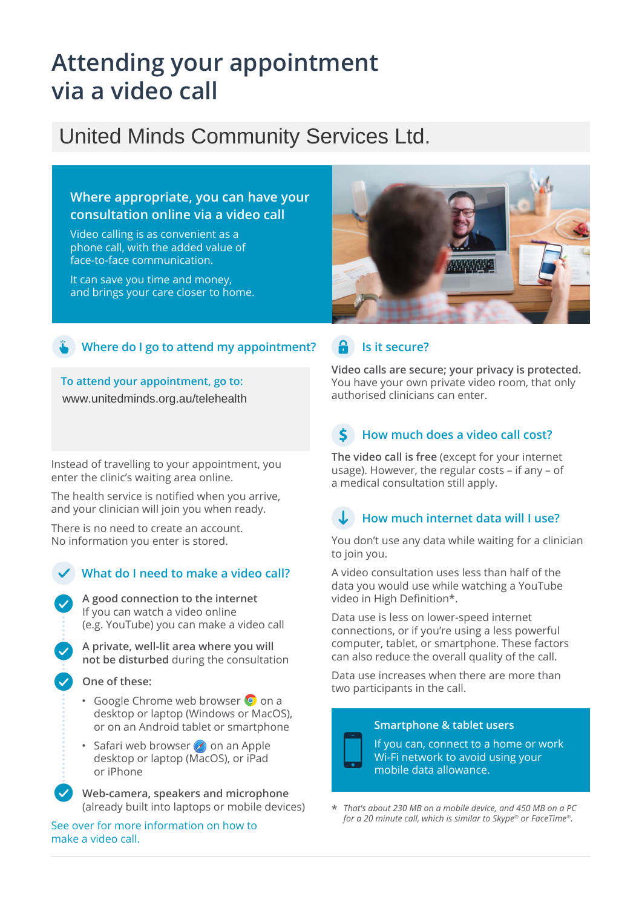# Attending your appointment via a video call

## United Minds Community Services Ltd.

### Where appropriate, you can have your consultation online via a video call

Video calling is as convenient as a phone call, with the added value of face-to-face communication.

It can save you time and money, and brings your care closer to home.

### Where do I go to attend my appointment?

**To attend your appointment, go to:**

www.unitedminds.org.au/telehealth

Instead of travelling to your appointment, you enter the clinic's waiting area online.

The health service is notified when you arrive, and your clinician will join you when ready.

There is no need to create an account. No information you enter is stored.

### What do I need to make a video call?

- **A good connection to the internet**
  If you can watch a video online (e.g. YouTube) you can make a video call
- **A private, well-lit area where you will not be disturbed** during the consultation
- **One of these:**
  - Google Chrome web browser on a desktop or laptop (Windows or MacOS), or on an Android tablet or smartphone
  - Safari web browser on an Apple desktop or laptop (MacOS), or iPad or iPhone
- **Web-camera, speakers and microphone** (already built into laptops or mobile devices)

See over for more information on how to make a video call.

### Is it secure?

**Video calls are secure; your privacy is protected.** You have your own private video room, that only authorised clinicians can enter.

### How much does a video call cost?

**The video call is free** (except for your internet usage). However, the regular costs – if any – of a medical consultation still apply.

### How much internet data will I use?

You don't use any data while waiting for a clinician to join you.

A video consultation uses less than half of the data you would use while watching a YouTube video in High Definition*.

Data use is less on lower-speed internet connections, or if you're using a less powerful computer, tablet, or smartphone. These factors can also reduce the overall quality of the call.

Data use increases when there are more than two participants in the call.

**Smartphone & tablet users**

If you can, connect to a home or work Wi-Fi network to avoid using your mobile data allowance.

*\* That's about 230 MB on a mobile device, and 450 MB on a PC for a 20 minute call, which is similar to Skype® or FaceTime®.*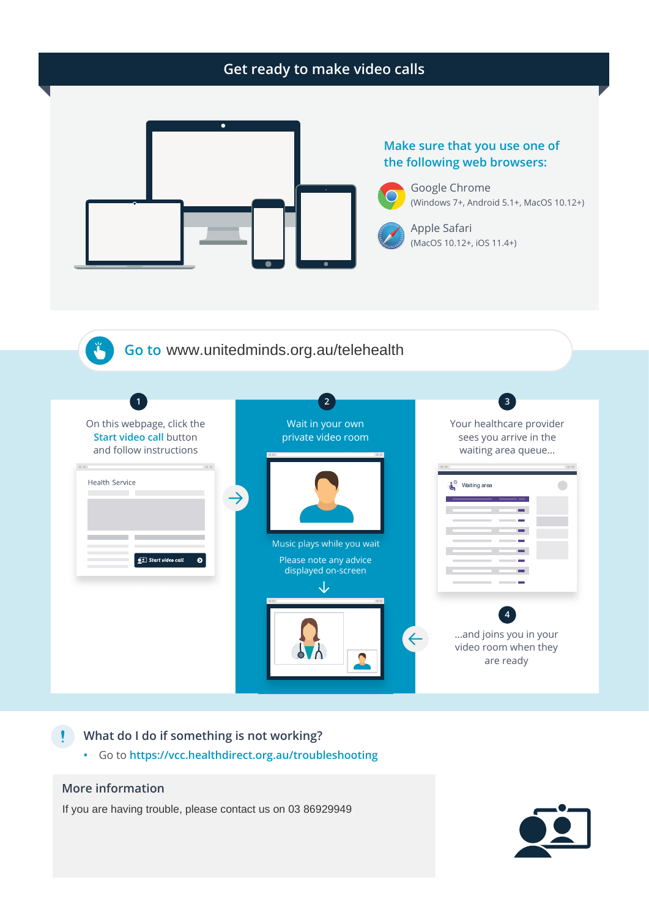## Get ready to make video calls

**Make sure that you use one of the following web browsers:**

- Google Chrome (Windows 7+, Android 5.1+, MacOS 10.12+)
- Apple Safari (MacOS 10.12+, iOS 11.4+)

**Go to** www.unitedminds.org.au/telehealth

1. On this webpage, click the **Start video call** button and follow instructions

2. Wait in your own private video room

   Music plays while you wait

   Please note any advice displayed on-screen

3. Your healthcare provider sees you arrive in the waiting area queue...

4. ...and joins you in your video room when they are ready

### What do I do if something is not working?

- Go to https://vcc.healthdirect.org.au/troubleshooting

### More information

If you are having trouble, please contact us on 03 86929949